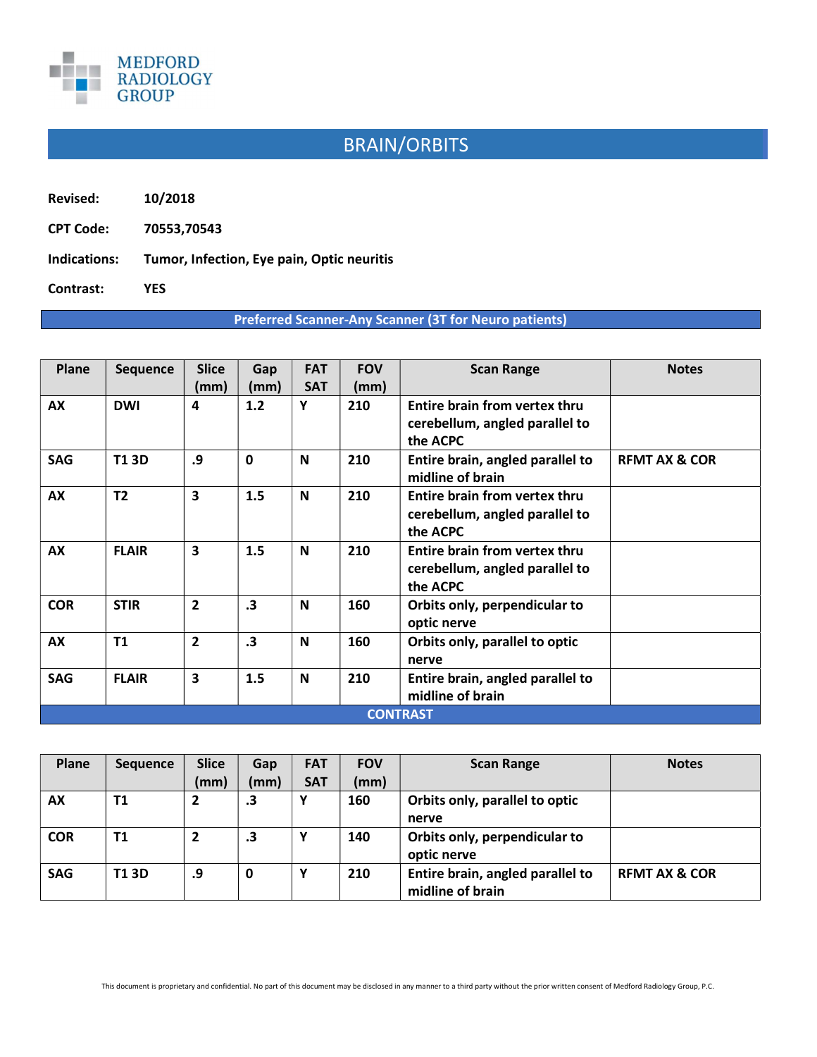MEDFORD RADIOLOGY GROUP

# BRAIN/ORBITS

**Revised:** 10/2018

**CPT Code:** 70553,70543

**Indications:** Tumor, Infection, Eye pain, Optic neuritis

**Contrast:** YES

**Preferred Scanner-Any Scanner (3T for Neuro patients)**

| Plane | Sequence | Slice (mm) | Gap (mm) | FAT SAT | FOV (mm) | Scan Range | Notes |
|---|---|---|---|---|---|---|---|
| AX | DWI | 4 | 1.2 | Y | 210 | Entire brain from vertex thru cerebellum, angled parallel to the ACPC | |
| SAG | T1 3D | .9 | 0 | N | 210 | Entire brain, angled parallel to midline of brain | RFMT AX & COR |
| AX | T2 | 3 | 1.5 | N | 210 | Entire brain from vertex thru cerebellum, angled parallel to the ACPC | |
| AX | FLAIR | 3 | 1.5 | N | 210 | Entire brain from vertex thru cerebellum, angled parallel to the ACPC | |
| COR | STIR | 2 | .3 | N | 160 | Orbits only, perpendicular to optic nerve | |
| AX | T1 | 2 | .3 | N | 160 | Orbits only, parallel to optic nerve | |
| SAG | FLAIR | 3 | 1.5 | N | 210 | Entire brain, angled parallel to midline of brain | |

**CONTRAST**

| Plane | Sequence | Slice (mm) | Gap (mm) | FAT SAT | FOV (mm) | Scan Range | Notes |
|---|---|---|---|---|---|---|---|
| AX | T1 | 2 | .3 | Y | 160 | Orbits only, parallel to optic nerve | |
| COR | T1 | 2 | .3 | Y | 140 | Orbits only, perpendicular to optic nerve | |
| SAG | T1 3D | .9 | 0 | Y | 210 | Entire brain, angled parallel to midline of brain | RFMT AX & COR |

This document is proprietary and confidential. No part of this document may be disclosed in any manner to a third party without the prior written consent of Medford Radiology Group, P.C.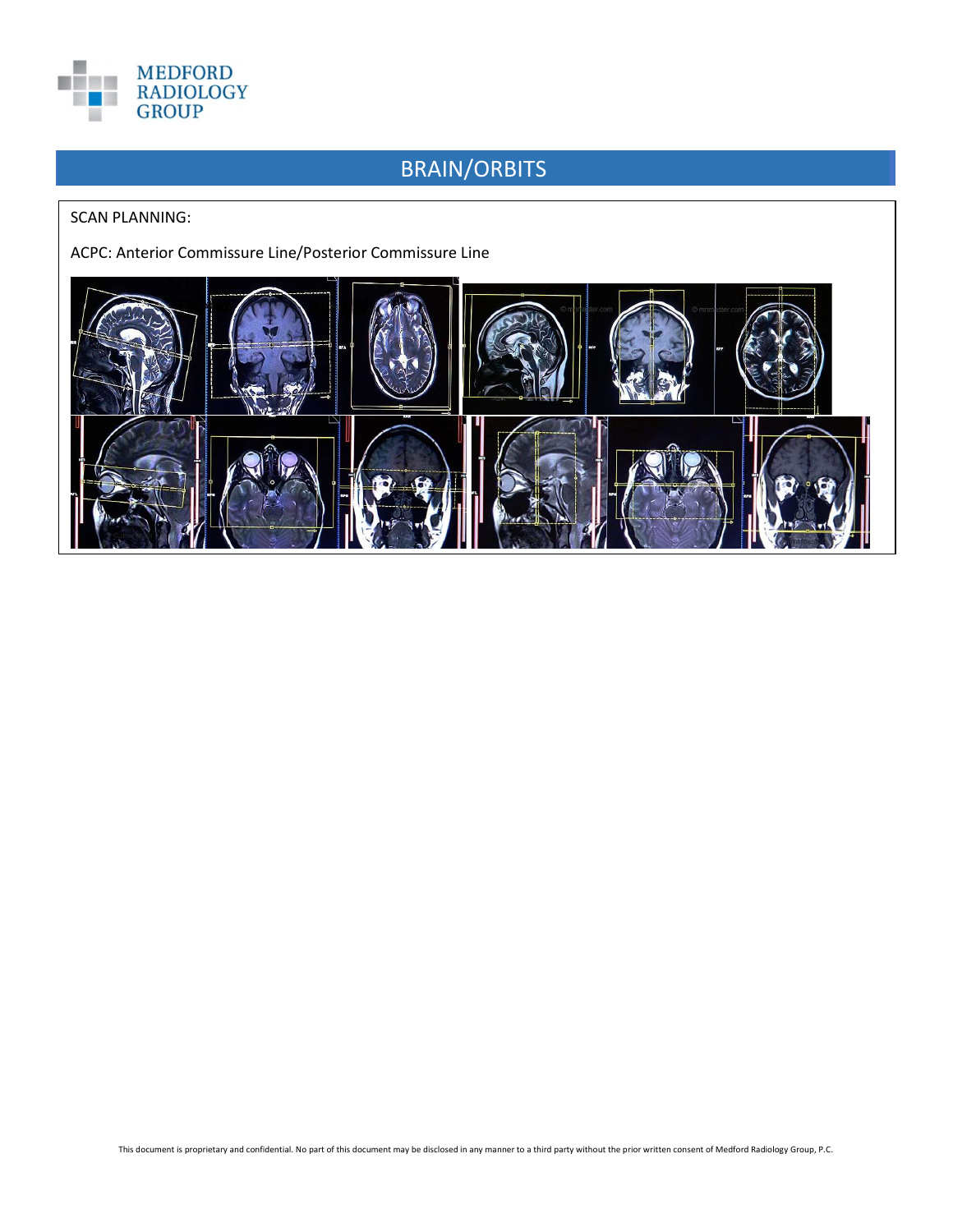# BRAIN/ORBITS

SCAN PLANNING:

ACPC: Anterior Commissure Line/Posterior Commissure Line

This document is proprietary and confidential. No part of this document may be disclosed in any manner to a third party without the prior written consent of Medford Radiology Group, P.C.